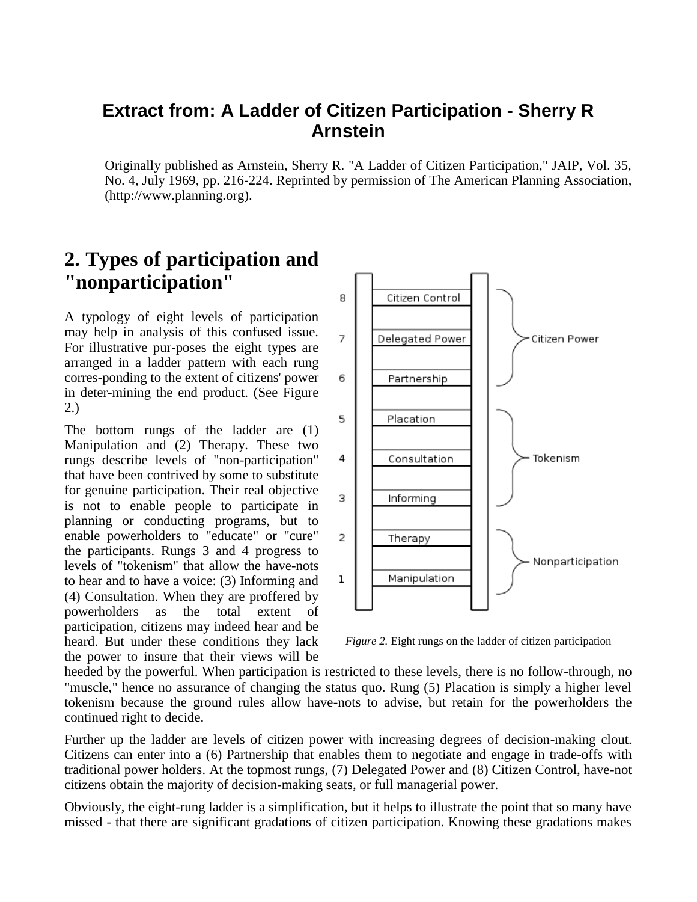## Extract from: A Ladder of Citizen Participation - Sherry R Arnstein

Originally published as Arnstein, Sherry R. "A Ladder of Citizen Participation," JAIP, Vol. 35, No. 4, July 1969, pp. 216-224. Reprinted by permission of The American Planning Association, (http://www.planning.org).

# 2. Types of participation and "nonparticipation"

A typology of eight levels of participation may help in analysis of this confused issue. For illustrative pur-poses the eight types are arranged in a ladder pattern with each rung corres-ponding to the extent of citizens' power in deter-mining the end product. (See Figure 2.)

The bottom rungs of the ladder are (1) Manipulation and (2) Therapy. These two rungs describe levels of "non-participation" that have been contrived by some to substitute for genuine participation. Their real objective is not to enable people to participate in planning or conducting programs, but to enable powerholders to "educate" or "cure" the participants. Rungs 3 and 4 progress to levels of "tokenism" that allow the have-nots to hear and to have a voice: (3) Informing and (4) Consultation. When they are proffered by powerholders as the total extent of participation, citizens may indeed hear and be heard. But under these conditions they lack the power to insure that their views will be heeded by the powerful. When participation is restricted to these levels, there is no follow-through, no "muscle," hence no assurance of changing the status quo. Rung (5) Placation is simply a higher level tokenism because the ground rules allow have-nots to advise, but retain for the powerholders the continued right to decide.

| Rung | Level | Category |
|---|---|---|
| 8 | Citizen Control | Citizen Power |
| 7 | Delegated Power | Citizen Power |
| 6 | Partnership | Citizen Power |
| 5 | Placation | Tokenism |
| 4 | Consultation | Tokenism |
| 3 | Informing | Tokenism |
| 2 | Therapy | Nonparticipation |
| 1 | Manipulation | Nonparticipation |

*Figure 2.* Eight rungs on the ladder of citizen participation

Further up the ladder are levels of citizen power with increasing degrees of decision-making clout. Citizens can enter into a (6) Partnership that enables them to negotiate and engage in trade-offs with traditional power holders. At the topmost rungs, (7) Delegated Power and (8) Citizen Control, have-not citizens obtain the majority of decision-making seats, or full managerial power.

Obviously, the eight-rung ladder is a simplification, but it helps to illustrate the point that so many have missed - that there are significant gradations of citizen participation. Knowing these gradations makes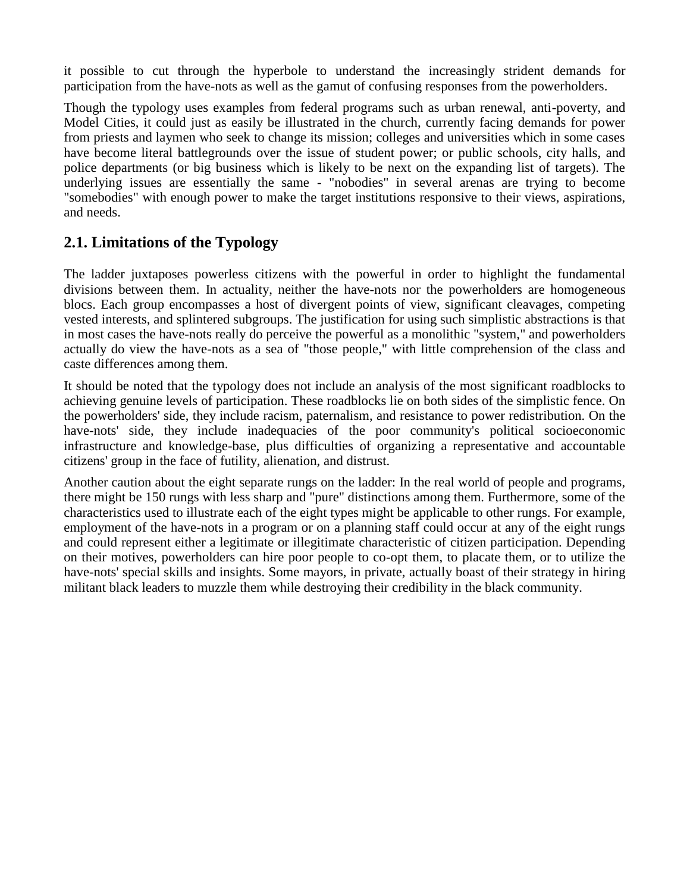it possible to cut through the hyperbole to understand the increasingly strident demands for participation from the have-nots as well as the gamut of confusing responses from the powerholders.

Though the typology uses examples from federal programs such as urban renewal, anti-poverty, and Model Cities, it could just as easily be illustrated in the church, currently facing demands for power from priests and laymen who seek to change its mission; colleges and universities which in some cases have become literal battlegrounds over the issue of student power; or public schools, city halls, and police departments (or big business which is likely to be next on the expanding list of targets). The underlying issues are essentially the same - "nobodies" in several arenas are trying to become "somebodies" with enough power to make the target institutions responsive to their views, aspirations, and needs.

## 2.1. Limitations of the Typology

The ladder juxtaposes powerless citizens with the powerful in order to highlight the fundamental divisions between them. In actuality, neither the have-nots nor the powerholders are homogeneous blocs. Each group encompasses a host of divergent points of view, significant cleavages, competing vested interests, and splintered subgroups. The justification for using such simplistic abstractions is that in most cases the have-nots really do perceive the powerful as a monolithic "system," and powerholders actually do view the have-nots as a sea of "those people," with little comprehension of the class and caste differences among them.

It should be noted that the typology does not include an analysis of the most significant roadblocks to achieving genuine levels of participation. These roadblocks lie on both sides of the simplistic fence. On the powerholders' side, they include racism, paternalism, and resistance to power redistribution. On the have-nots' side, they include inadequacies of the poor community's political socioeconomic infrastructure and knowledge-base, plus difficulties of organizing a representative and accountable citizens' group in the face of futility, alienation, and distrust.

Another caution about the eight separate rungs on the ladder: In the real world of people and programs, there might be 150 rungs with less sharp and "pure" distinctions among them. Furthermore, some of the characteristics used to illustrate each of the eight types might be applicable to other rungs. For example, employment of the have-nots in a program or on a planning staff could occur at any of the eight rungs and could represent either a legitimate or illegitimate characteristic of citizen participation. Depending on their motives, powerholders can hire poor people to co-opt them, to placate them, or to utilize the have-nots' special skills and insights. Some mayors, in private, actually boast of their strategy in hiring militant black leaders to muzzle them while destroying their credibility in the black community.